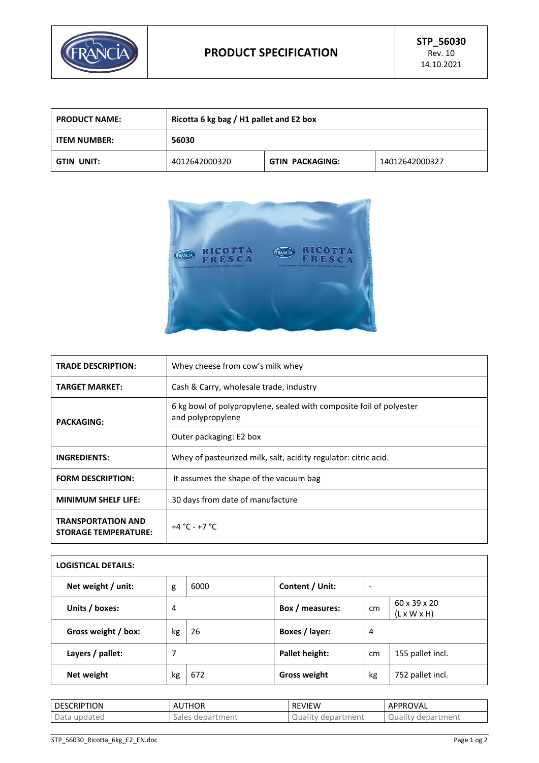| | PRODUCT SPECIFICATION | STP_56030<br>Rev. 10<br>14.10.2021 |
|---|---|---|

| PRODUCT NAME: | Ricotta 6 kg bag / H1 pallet and E2 box | | |
|---|---|---|---|
| ITEM NUMBER: | 56030 | | |
| GTIN UNIT: | 4012642000320 | GTIN PACKAGING: | 14012642000327 |

| TRADE DESCRIPTION: | Whey cheese from cow's milk whey |
|---|---|
| TARGET MARKET: | Cash & Carry, wholesale trade, industry |
| PACKAGING: | 6 kg bowl of polypropylene, sealed with composite foil of polyester and polypropylene |
| | Outer packaging: E2 box |
| INGREDIENTS: | Whey of pasteurized milk, salt, acidity regulator: citric acid. |
| FORM DESCRIPTION: | It assumes the shape of the vacuum bag |
| MINIMUM SHELF LIFE: | 30 days from date of manufacture |
| TRANSPORTATION AND STORAGE TEMPERATURE: | +4 °C - +7 °C |

| LOGISTICAL DETAILS: | | | | | |
|---|---|---|---|---|---|
| Net weight / unit: | g | 6000 | Content / Unit: | - | |
| Units / boxes: | 4 | | Box / measures: | cm | 60 x 39 x 20 (L x W x H) |
| Gross weight / box: | kg | 26 | Boxes / layer: | 4 | |
| Layers / pallet: | 7 | | Pallet height: | cm | 155 pallet incl. |
| Net weight | kg | 672 | Gross weight | kg | 752 pallet incl. |

| DESCRIPTION | AUTHOR | REVIEW | APPROVAL |
|---|---|---|---|
| Data updated | Sales department | Quality department | Quality department |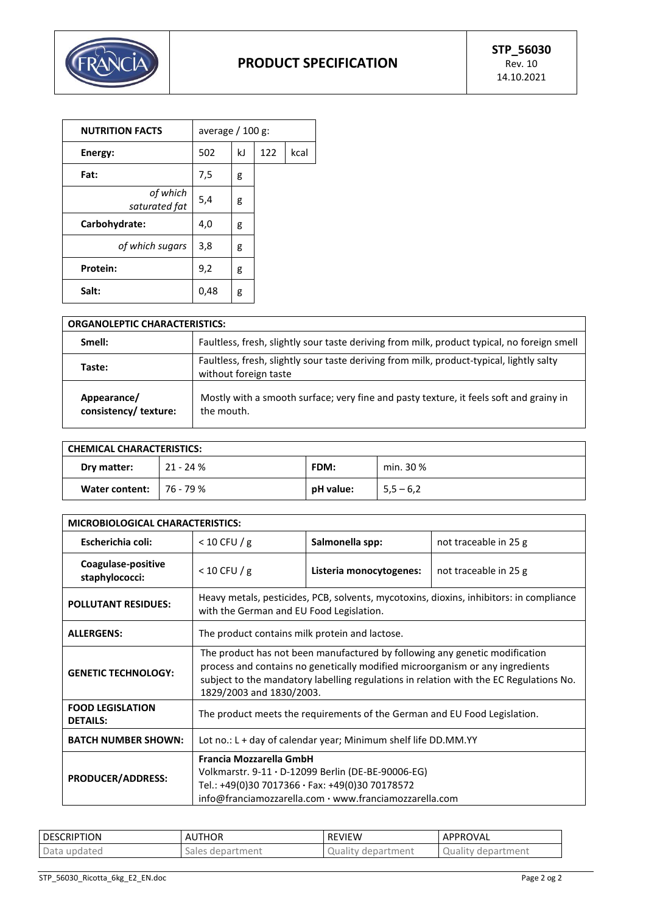| NUTRITION FACTS | average / 100 g: | | | |
|---|---|---|---|---|
| **Energy:** | 502 | kJ | 122 | kcal |
| **Fat:** | 7,5 | g | | |
| *of which saturated fat* | 5,4 | g | | |
| **Carbohydrate:** | 4,0 | g | | |
| *of which sugars* | 3,8 | g | | |
| **Protein:** | 9,2 | g | | |
| **Salt:** | 0,48 | g | | |

| ORGANOLEPTIC CHARACTERISTICS: | |
|---|---|
| **Smell:** | Faultless, fresh, slightly sour taste deriving from milk, product typical, no foreign smell |
| **Taste:** | Faultless, fresh, slightly sour taste deriving from milk, product-typical, lightly salty without foreign taste |
| **Appearance/ consistency/ texture:** | Mostly with a smooth surface; very fine and pasty texture, it feels soft and grainy in the mouth. |

| CHEMICAL CHARACTERISTICS: | | | |
|---|---|---|---|
| **Dry matter:** | 21 - 24 % | **FDM:** | min. 30 % |
| **Water content:** | 76 - 79 % | **pH value:** | 5,5 – 6,2 |

| MICROBIOLOGICAL CHARACTERISTICS: | | | |
|---|---|---|---|
| **Escherichia coli:** | < 10 CFU / g | **Salmonella spp:** | not traceable in 25 g |
| **Coagulase-positive staphylococci:** | < 10 CFU / g | **Listeria monocytogenes:** | not traceable in 25 g |
| **POLLUTANT RESIDUES:** | Heavy metals, pesticides, PCB, solvents, mycotoxins, dioxins, inhibitors: in compliance with the German and EU Food Legislation. | | |
| **ALLERGENS:** | The product contains milk protein and lactose. | | |
| **GENETIC TECHNOLOGY:** | The product has not been manufactured by following any genetic modification process and contains no genetically modified microorganism or any ingredients subject to the mandatory labelling regulations in relation with the EC Regulations No. 1829/2003 and 1830/2003. | | |
| **FOOD LEGISLATION DETAILS:** | The product meets the requirements of the German and EU Food Legislation. | | |
| **BATCH NUMBER SHOWN:** | Lot no.: L + day of calendar year; Minimum shelf life DD.MM.YY | | |
| **PRODUCER/ADDRESS:** | **Francia Mozzarella GmbH** Volkmarstr. 9-11 · D-12099 Berlin (DE-BE-90006-EG) Tel.: +49(0)30 7017366 · Fax: +49(0)30 70178572 info@franciamozzarella.com · www.franciamozzarella.com | | |

| DESCRIPTION | AUTHOR | REVIEW | APPROVAL |
|---|---|---|---|
| Data updated | Sales department | Quality department | Quality department |